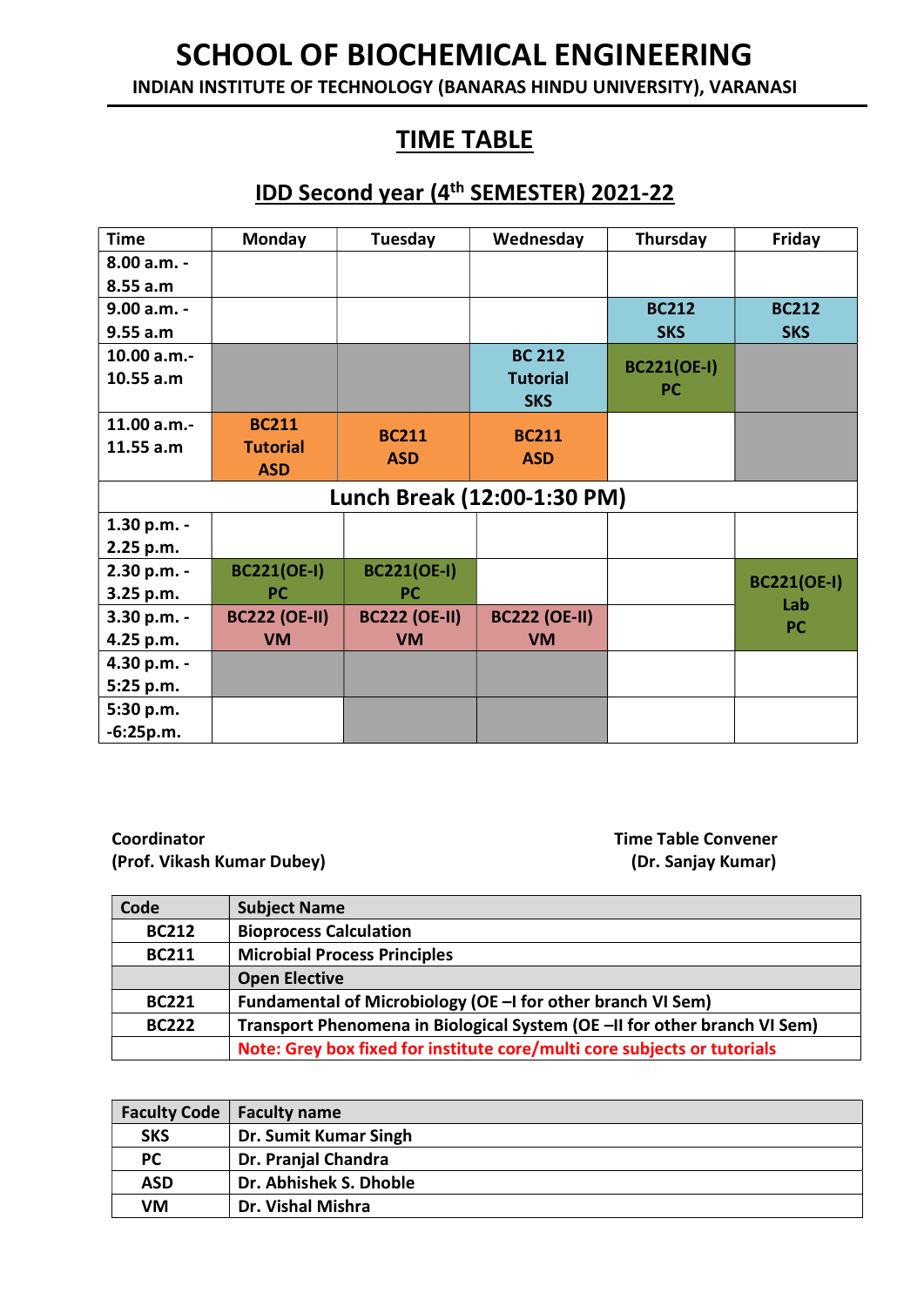# SCHOOL OF BIOCHEMICAL ENGINEERING

**INDIAN INSTITUTE OF TECHNOLOGY (BANARAS HINDU UNIVERSITY), VARANASI**

## TIME TABLE

## IDD Second year (4th SEMESTER) 2021-22

| Time | Monday | Tuesday | Wednesday | Thursday | Friday |
|---|---|---|---|---|---|
| 8.00 a.m. - 8.55 a.m | | | | | |
| 9.00 a.m. - 9.55 a.m | | | | BC212 SKS | BC212 SKS |
| 10.00 a.m.- 10.55 a.m | | | BC 212 Tutorial SKS | BC221(OE-I) PC | |
| 11.00 a.m.- 11.55 a.m | BC211 Tutorial ASD | BC211 ASD | BC211 ASD | | |
| Lunch Break (12:00-1:30 PM) | | | | | |
| 1.30 p.m. - 2.25 p.m. | | | | | |
| 2.30 p.m. - 3.25 p.m. | BC221(OE-I) PC | BC221(OE-I) PC | | | BC221(OE-I) Lab PC |
| 3.30 p.m. - 4.25 p.m. | BC222 (OE-II) VM | BC222 (OE-II) VM | BC222 (OE-II) VM | | |
| 4.30 p.m. - 5:25 p.m. | | | | | |
| 5:30 p.m. -6:25p.m. | | | | | |

**Coordinator**
**(Prof. Vikash Kumar Dubey)**

**Time Table Convener**
**(Dr. Sanjay Kumar)**

| Code | Subject Name |
|---|---|
| BC212 | Bioprocess Calculation |
| BC211 | Microbial Process Principles |
| | Open Elective |
| BC221 | Fundamental of Microbiology (OE –I for other branch VI Sem) |
| BC222 | Transport Phenomena in Biological System (OE –II for other branch VI Sem) |
| | Note: Grey box fixed for institute core/multi core subjects or tutorials |

| Faculty Code | Faculty name |
|---|---|
| SKS | Dr. Sumit Kumar Singh |
| PC | Dr. Pranjal Chandra |
| ASD | Dr. Abhishek S. Dhoble |
| VM | Dr. Vishal Mishra |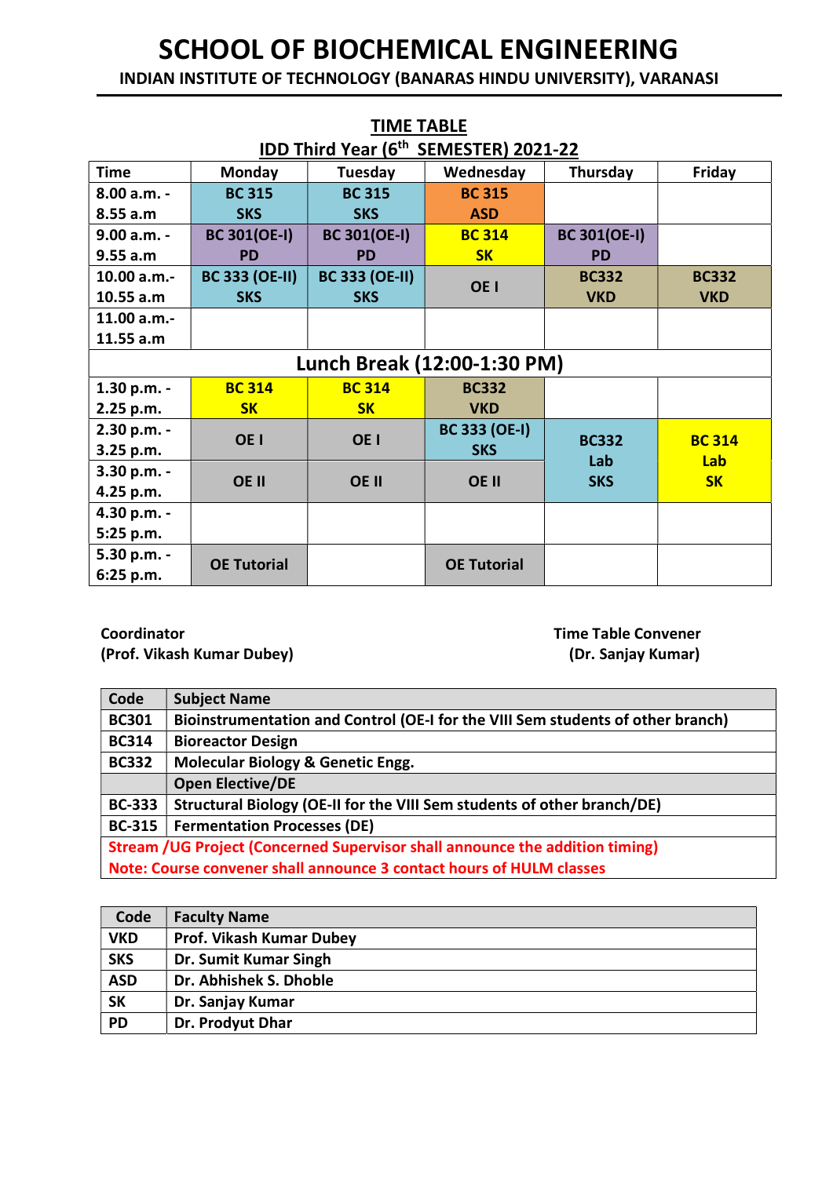# SCHOOL OF BIOCHEMICAL ENGINEERING

**INDIAN INSTITUTE OF TECHNOLOGY (BANARAS HINDU UNIVERSITY), VARANASI**

## TIME TABLE

### IDD Third Year (6th SEMESTER) 2021-22

| Time | Monday | Tuesday | Wednesday | Thursday | Friday |
|---|---|---|---|---|---|
| 8.00 a.m. - 8.55 a.m | BC 315 SKS | BC 315 SKS | BC 315 ASD | | |
| 9.00 a.m. - 9.55 a.m | BC 301(OE-I) PD | BC 301(OE-I) PD | BC 314 SK | BC 301(OE-I) PD | |
| 10.00 a.m.- 10.55 a.m | BC 333 (OE-II) SKS | BC 333 (OE-II) SKS | OE I | BC332 VKD | BC332 VKD |
| 11.00 a.m.- 11.55 a.m | | | | | |
| **Lunch Break (12:00-1:30 PM)** | | | | | |
| 1.30 p.m. - 2.25 p.m. | BC 314 SK | BC 314 SK | BC332 VKD | | |
| 2.30 p.m. - 3.25 p.m. | OE I | OE I | BC 333 (OE-I) SKS | BC332 Lab SKS | BC 314 Lab SK |
| 3.30 p.m. - 4.25 p.m. | OE II | OE II | OE II | | |
| 4.30 p.m. - 5:25 p.m. | | | | | |
| 5.30 p.m. - 6:25 p.m. | OE Tutorial | | OE Tutorial | | |

**Coordinator**
**(Prof. Vikash Kumar Dubey)**

**Time Table Convener**
**(Dr. Sanjay Kumar)**

| Code | Subject Name |
|---|---|
| BC301 | Bioinstrumentation and Control (OE-I for the VIII Sem students of other branch) |
| BC314 | Bioreactor Design |
| BC332 | Molecular Biology & Genetic Engg. |
| | Open Elective/DE |
| BC-333 | Structural Biology (OE-II for the VIII Sem students of other branch/DE) |
| BC-315 | Fermentation Processes (DE) |
| Stream /UG Project (Concerned Supervisor shall announce the addition timing) | |
| Note: Course convener shall announce 3 contact hours of HULM classes | |

| Code | Faculty Name |
|---|---|
| VKD | Prof. Vikash Kumar Dubey |
| SKS | Dr. Sumit Kumar Singh |
| ASD | Dr. Abhishek S. Dhoble |
| SK | Dr. Sanjay Kumar |
| PD | Dr. Prodyut Dhar |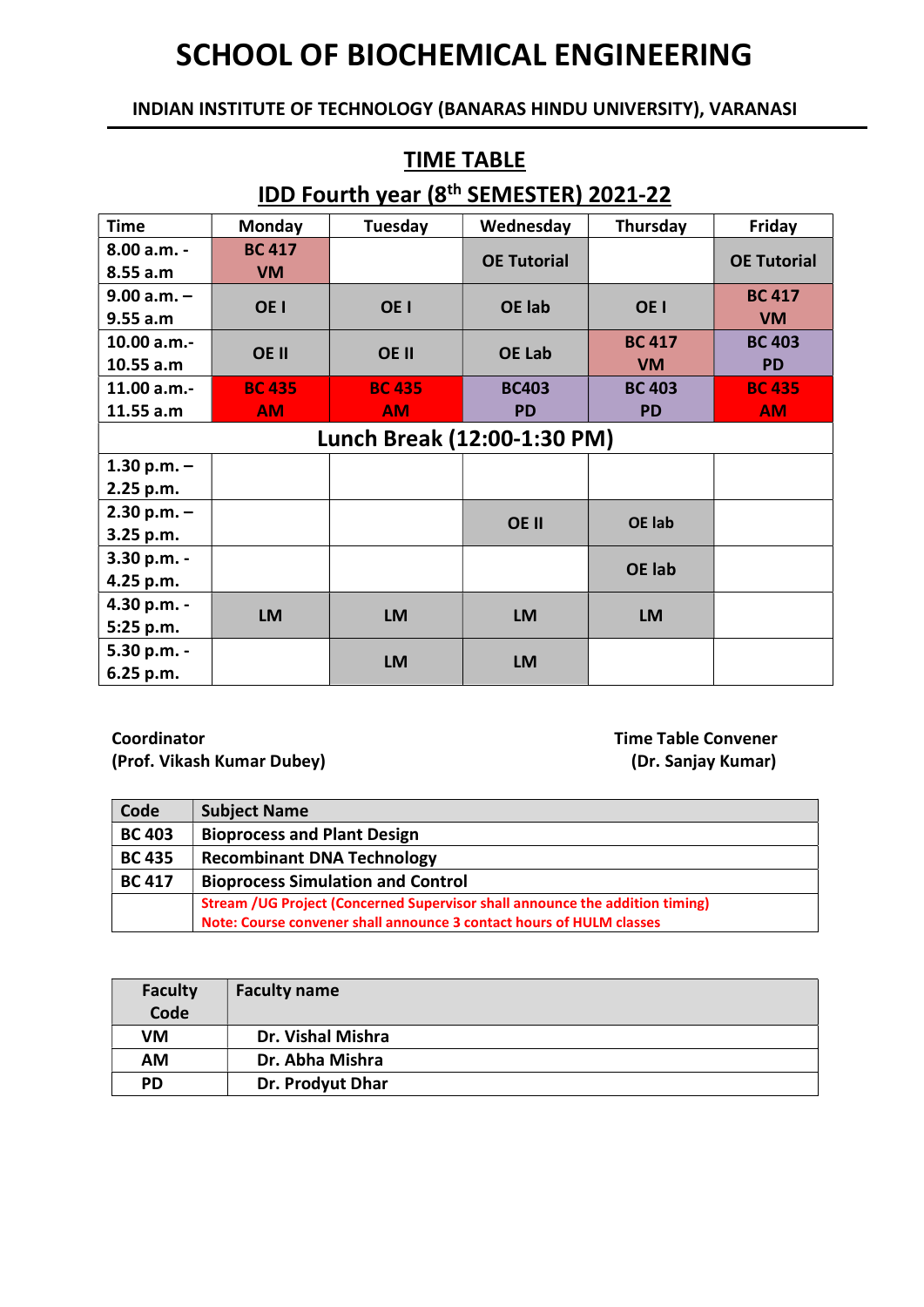# SCHOOL OF BIOCHEMICAL ENGINEERING

**INDIAN INSTITUTE OF TECHNOLOGY (BANARAS HINDU UNIVERSITY), VARANASI**

## TIME TABLE

## IDD Fourth year (8th SEMESTER) 2021-22

| Time | Monday | Tuesday | Wednesday | Thursday | Friday |
|---|---|---|---|---|---|
| 8.00 a.m. - 8.55 a.m | BC 417 VM | | OE Tutorial | | OE Tutorial |
| 9.00 a.m. – 9.55 a.m | OE I | OE I | OE lab | OE I | BC 417 VM |
| 10.00 a.m.- 10.55 a.m | OE II | OE II | OE Lab | BC 417 VM | BC 403 PD |
| 11.00 a.m.- 11.55 a.m | BC 435 AM | BC 435 AM | BC403 PD | BC 403 PD | BC 435 AM |
| Lunch Break (12:00-1:30 PM) | | | | | |
| 1.30 p.m. – 2.25 p.m. | | | | | |
| 2.30 p.m. – 3.25 p.m. | | | OE II | OE lab | |
| 3.30 p.m. - 4.25 p.m. | | | | OE lab | |
| 4.30 p.m. - 5:25 p.m. | LM | LM | LM | LM | |
| 5.30 p.m. - 6.25 p.m. | | LM | LM | | |

**Coordinator**
**(Prof. Vikash Kumar Dubey)**

**Time Table Convener**
**(Dr. Sanjay Kumar)**

| Code | Subject Name |
|---|---|
| BC 403 | Bioprocess and Plant Design |
| BC 435 | Recombinant DNA Technology |
| BC 417 | Bioprocess Simulation and Control |
| | Stream /UG Project (Concerned Supervisor shall announce the addition timing) Note: Course convener shall announce 3 contact hours of HULM classes |

| Faculty Code | Faculty name |
|---|---|
| VM | Dr. Vishal Mishra |
| AM | Dr. Abha Mishra |
| PD | Dr. Prodyut Dhar |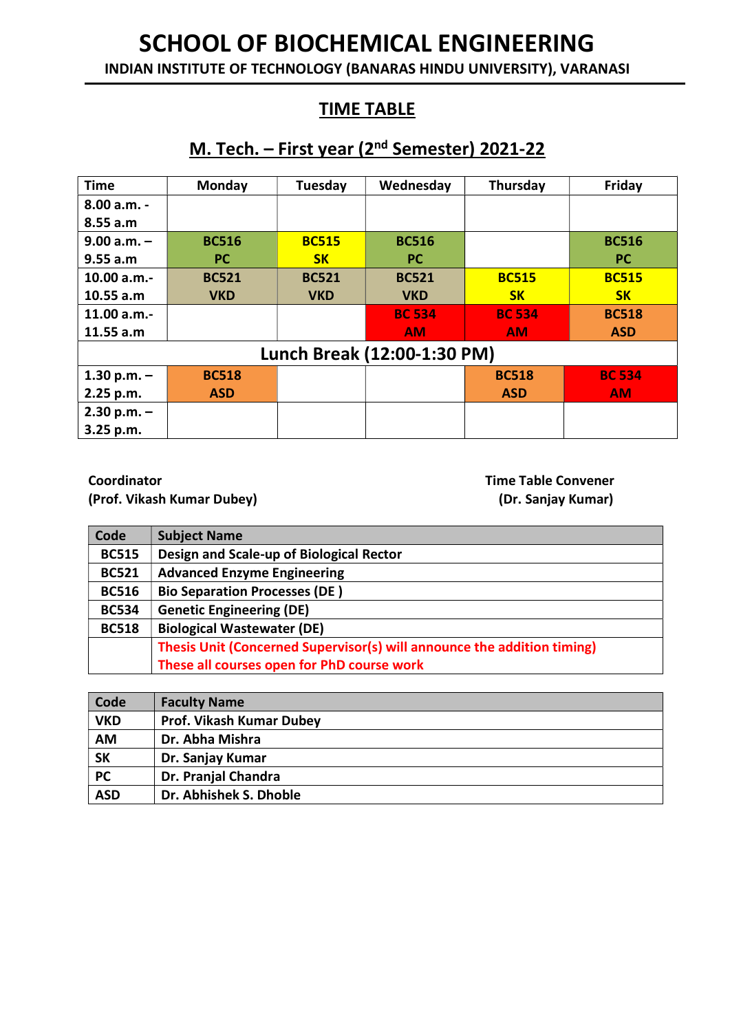# SCHOOL OF BIOCHEMICAL ENGINEERING

**INDIAN INSTITUTE OF TECHNOLOGY (BANARAS HINDU UNIVERSITY), VARANASI**

## TIME TABLE

## M. Tech. – First year (2nd Semester) 2021-22

| Time | Monday | Tuesday | Wednesday | Thursday | Friday |
|---|---|---|---|---|---|
| 8.00 a.m. - 8.55 a.m | | | | | |
| 9.00 a.m. – 9.55 a.m | BC516 PC | BC515 SK | BC516 PC | | BC516 PC |
| 10.00 a.m.- 10.55 a.m | BC521 VKD | BC521 VKD | BC521 VKD | BC515 SK | BC515 SK |
| 11.00 a.m.- 11.55 a.m | | | BC 534 AM | BC 534 AM | BC518 ASD |
| Lunch Break (12:00-1:30 PM) | | | | | |
| 1.30 p.m. – 2.25 p.m. | BC518 ASD | | | BC518 ASD | BC 534 AM |
| 2.30 p.m. – 3.25 p.m. | | | | | |

**Coordinator**
**(Prof. Vikash Kumar Dubey)**

**Time Table Convener**
**(Dr. Sanjay Kumar)**

| Code | Subject Name |
|---|---|
| BC515 | Design and Scale-up of Biological Rector |
| BC521 | Advanced Enzyme Engineering |
| BC516 | Bio Separation Processes (DE ) |
| BC534 | Genetic Engineering (DE) |
| BC518 | Biological Wastewater (DE) |
| | Thesis Unit (Concerned Supervisor(s) will announce the addition timing) These all courses open for PhD course work |

| Code | Faculty Name |
|---|---|
| VKD | Prof. Vikash Kumar Dubey |
| AM | Dr. Abha Mishra |
| SK | Dr. Sanjay Kumar |
| PC | Dr. Pranjal Chandra |
| ASD | Dr. Abhishek S. Dhoble |